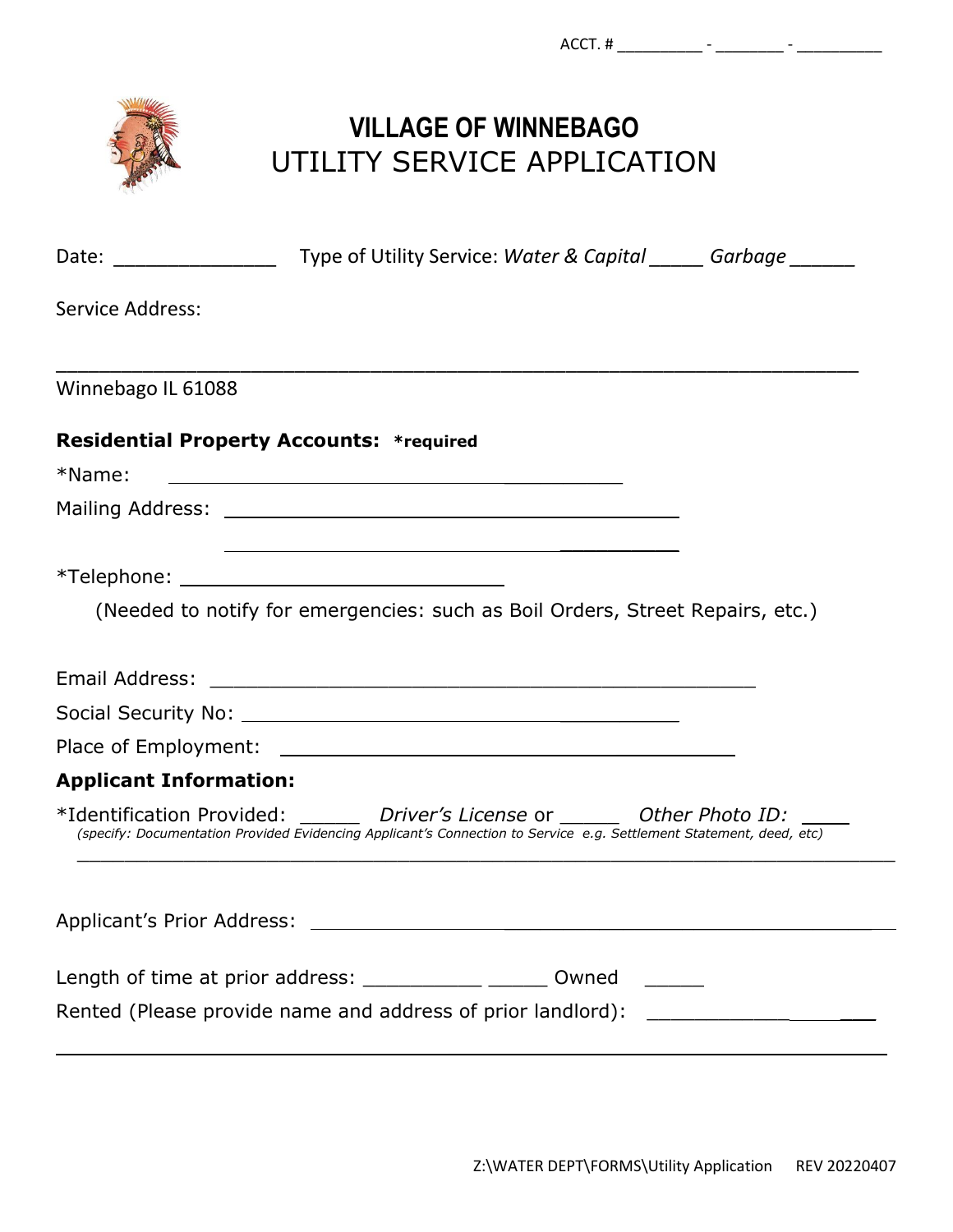ACCT. # __________ - ________ - __________

# VILLAGE OF WINNEBAGO
## UTILITY SERVICE APPLICATION

Date: _______________ Type of Utility Service: *Water & Capital* _____ *Garbage* ______

Service Address:

_______________________________________________________________________

Winnebago IL 61088

**Residential Property Accounts:** ***required**

*Name: ________________________________________

Mailing Address: ________________________________________

________________________________________

*Telephone: ____________________________

(Needed to notify for emergencies: such as Boil Orders, Street Repairs, etc.)

Email Address: ________________________________________________

Social Security No: ______________________________________

Place of Employment: ________________________________________

**Applicant Information:**

*Identification Provided: ______ *Driver's License* or ______ *Other Photo ID:* ____

*(specify: Documentation Provided Evidencing Applicant's Connection to Service e.g. Settlement Statement, deed, etc)*

_______________________________________________________________________

Applicant's Prior Address: ________________________________________________

Length of time at prior address: __________ _____ Owned _____

Rented (Please provide name and address of prior landlord): ________________

_______________________________________________________________________

Z:\WATER DEPT\FORMS\Utility Application REV 20220407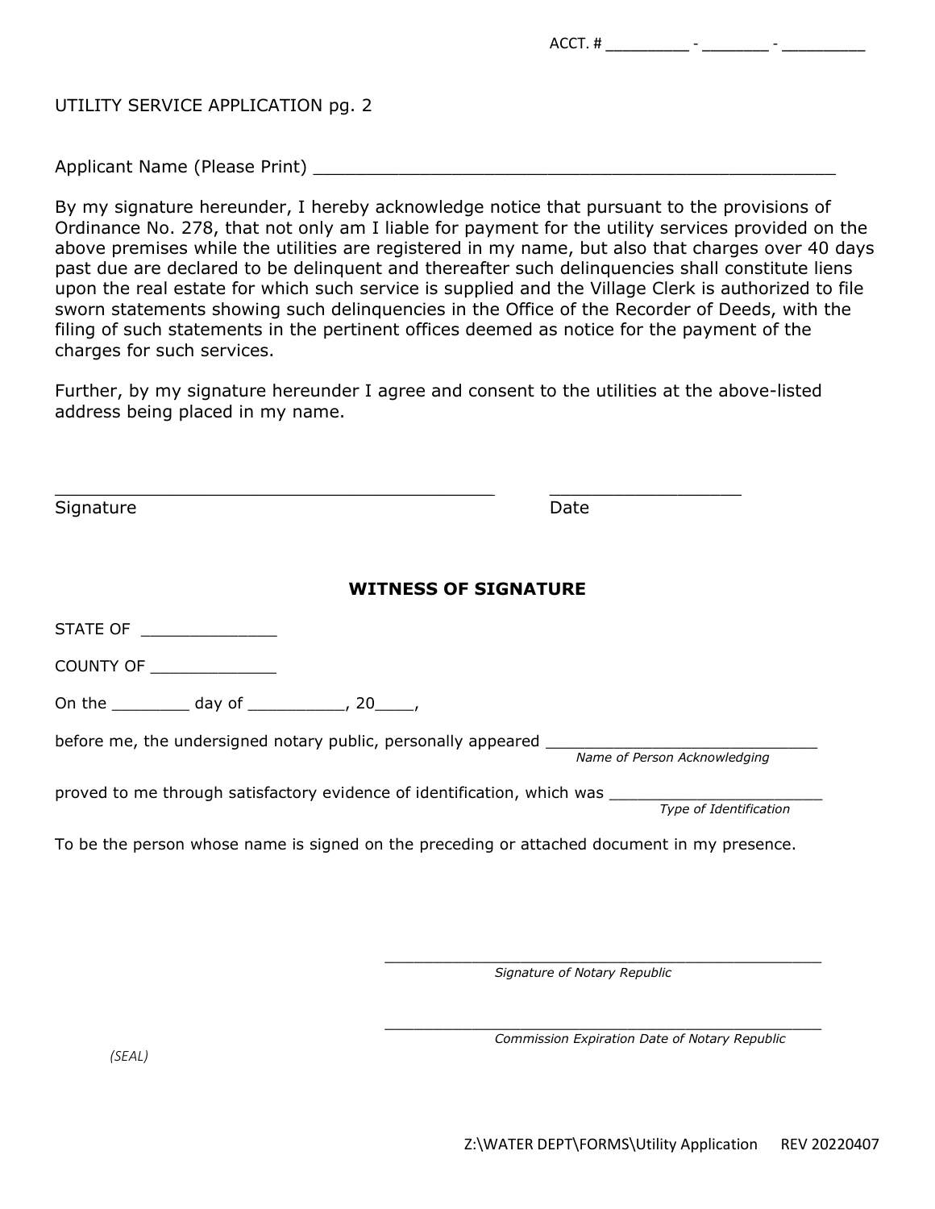ACCT. # _________ - _______ - _________

UTILITY SERVICE APPLICATION pg. 2

Applicant Name (Please Print) ____________________________________________________

By my signature hereunder, I hereby acknowledge notice that pursuant to the provisions of Ordinance No. 278, that not only am I liable for payment for the utility services provided on the above premises while the utilities are registered in my name, but also that charges over 40 days past due are declared to be delinquent and thereafter such delinquencies shall constitute liens upon the real estate for which such service is supplied and the Village Clerk is authorized to file sworn statements showing such delinquencies in the Office of the Recorder of Deeds, with the filing of such statements in the pertinent offices deemed as notice for the payment of the charges for such services.

Further, by my signature hereunder I agree and consent to the utilities at the above-listed address being placed in my name.

____________________________________________ ___________________

Signature Date

**WITNESS OF SIGNATURE**

STATE OF ______________

COUNTY OF _____________

On the ________ day of __________, 20____,

before me, the undersigned notary public, personally appeared _____________________________
*Name of Person Acknowledging*

proved to me through satisfactory evidence of identification, which was _______________________
*Type of Identification*

To be the person whose name is signed on the preceding or attached document in my presence.

_____________________________________________
*Signature of Notary Republic*

_____________________________________________
*Commission Expiration Date of Notary Republic*

*(SEAL)*

Z:\WATER DEPT\FORMS\Utility Application REV 20220407